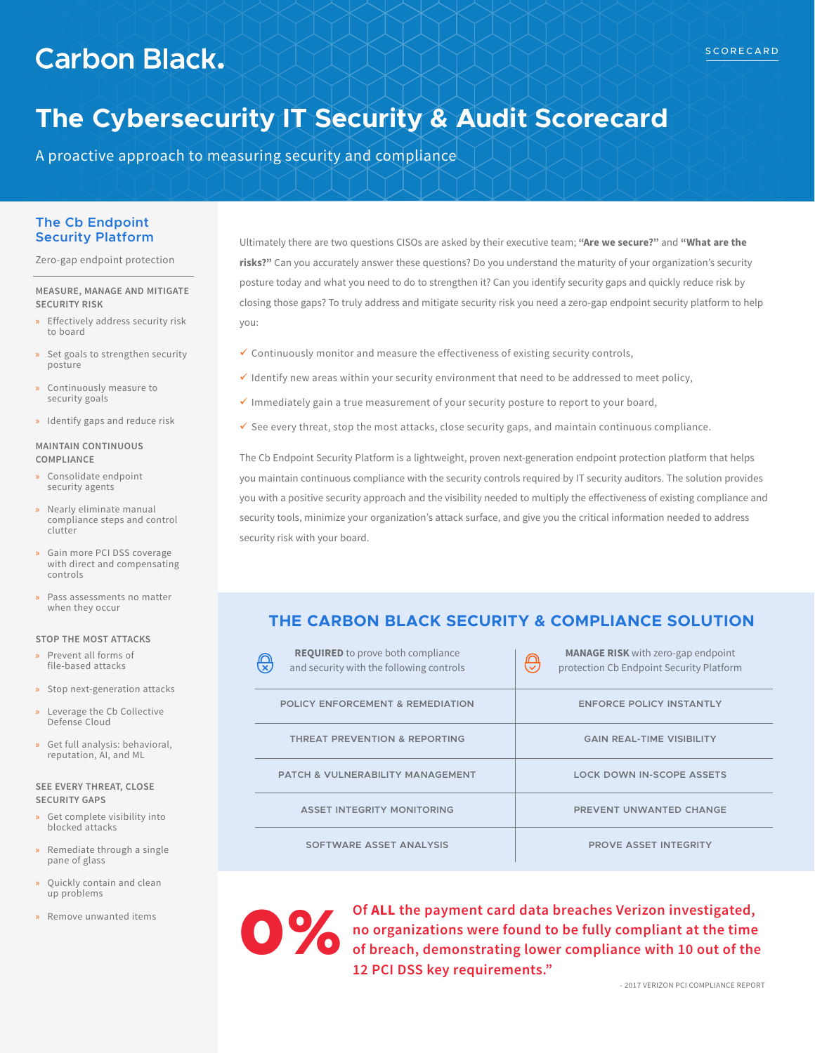Carbon Black.

SCORECARD

# The Cybersecurity IT Security & Audit Scorecard

A proactive approach to measuring security and compliance

## The Cb Endpoint Security Platform

Zero-gap endpoint protection

### MEASURE, MANAGE AND MITIGATE SECURITY RISK

- Effectively address security risk to board
- Set goals to strengthen security posture
- Continuously measure to security goals
- Identify gaps and reduce risk

### MAINTAIN CONTINUOUS COMPLIANCE

- Consolidate endpoint security agents
- Nearly eliminate manual compliance steps and control clutter
- Gain more PCI DSS coverage with direct and compensating controls
- Pass assessments no matter when they occur

### STOP THE MOST ATTACKS

- Prevent all forms of file-based attacks
- Stop next-generation attacks
- Leverage the Cb Collective Defense Cloud
- Get full analysis: behavioral, reputation, AI, and ML

### SEE EVERY THREAT, CLOSE SECURITY GAPS

- Get complete visibility into blocked attacks
- Remediate through a single pane of glass
- Quickly contain and clean up problems
- Remove unwanted items

Ultimately there are two questions CISOs are asked by their executive team; **"Are we secure?"** and **"What are the risks?"** Can you accurately answer these questions? Do you understand the maturity of your organization's security posture today and what you need to do to strengthen it? Can you identify security gaps and quickly reduce risk by closing those gaps? To truly address and mitigate security risk you need a zero-gap endpoint security platform to help you:

- ✓ Continuously monitor and measure the effectiveness of existing security controls,
- ✓ Identify new areas within your security environment that need to be addressed to meet policy,
- ✓ Immediately gain a true measurement of your security posture to report to your board,
- ✓ See every threat, stop the most attacks, close security gaps, and maintain continuous compliance.

The Cb Endpoint Security Platform is a lightweight, proven next-generation endpoint protection platform that helps you maintain continuous compliance with the security controls required by IT security auditors. The solution provides you with a positive security approach and the visibility needed to multiply the effectiveness of existing compliance and security tools, minimize your organization's attack surface, and give you the critical information needed to address security risk with your board.

## THE CARBON BLACK SECURITY & COMPLIANCE SOLUTION

| **REQUIRED** to prove both compliance and security with the following controls | **MANAGE RISK** with zero-gap endpoint protection Cb Endpoint Security Platform |
|---|---|
| POLICY ENFORCEMENT & REMEDIATION | ENFORCE POLICY INSTANTLY |
| THREAT PREVENTION & REPORTING | GAIN REAL-TIME VISIBILITY |
| PATCH & VULNERABILITY MANAGEMENT | LOCK DOWN IN-SCOPE ASSETS |
| ASSET INTEGRITY MONITORING | PREVENT UNWANTED CHANGE |
| SOFTWARE ASSET ANALYSIS | PROVE ASSET INTEGRITY |

**0%** **Of ALL the payment card data breaches Verizon investigated, no organizations were found to be fully compliant at the time of breach, demonstrating lower compliance with 10 out of the 12 PCI DSS key requirements."**

- 2017 VERIZON PCI COMPLIANCE REPORT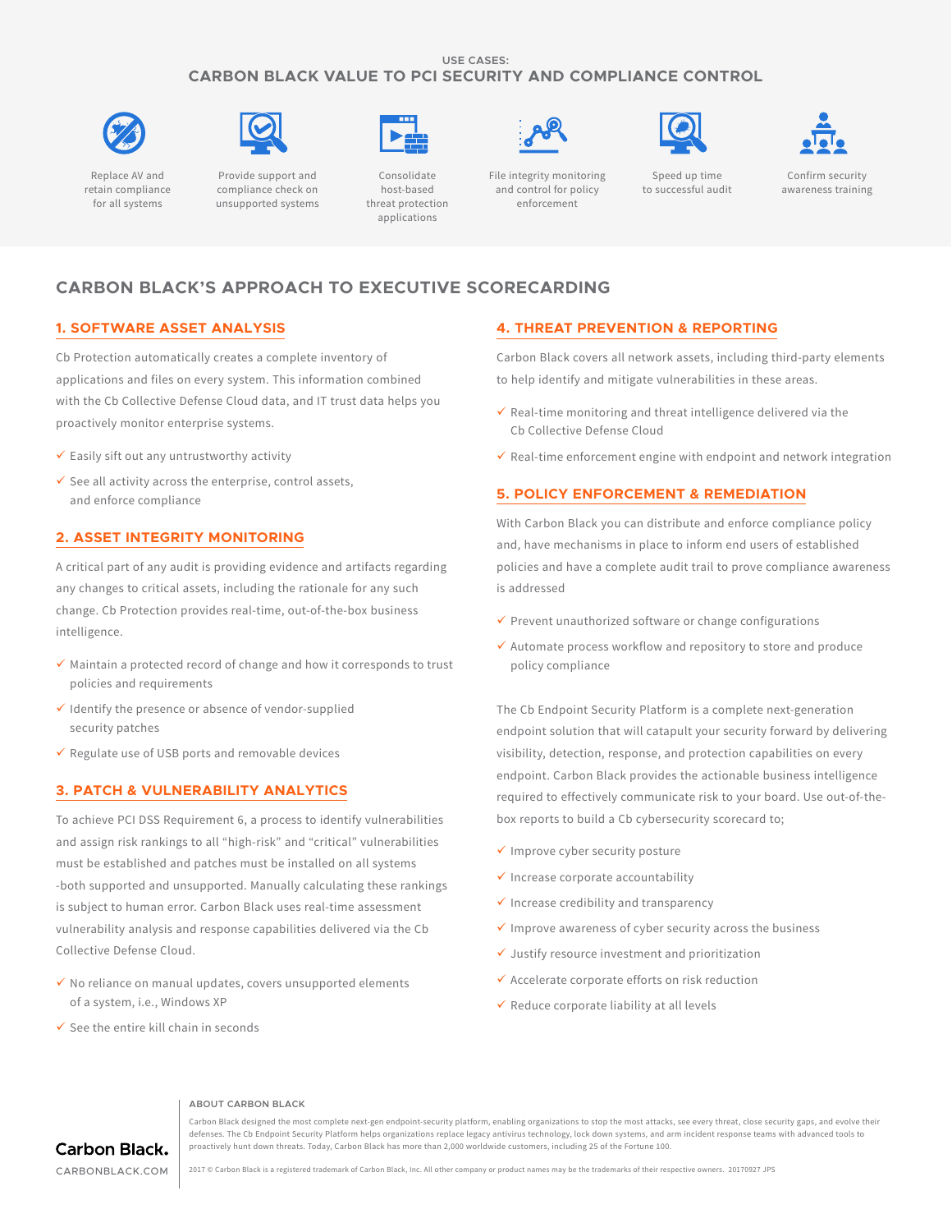USE CASES:

## CARBON BLACK VALUE TO PCI SECURITY AND COMPLIANCE CONTROL

- Replace AV and retain compliance for all systems
- Provide support and compliance check on unsupported systems
- Consolidate host-based threat protection applications
- File integrity monitoring and control for policy enforcement
- Speed up time to successful audit
- Confirm security awareness training

## CARBON BLACK'S APPROACH TO EXECUTIVE SCORECARDING

### 1. SOFTWARE ASSET ANALYSIS

Cb Protection automatically creates a complete inventory of applications and files on every system. This information combined with the Cb Collective Defense Cloud data, and IT trust data helps you proactively monitor enterprise systems.

- ✓ Easily sift out any untrustworthy activity
- ✓ See all activity across the enterprise, control assets, and enforce compliance

### 2. ASSET INTEGRITY MONITORING

A critical part of any audit is providing evidence and artifacts regarding any changes to critical assets, including the rationale for any such change. Cb Protection provides real-time, out-of-the-box business intelligence.

- ✓ Maintain a protected record of change and how it corresponds to trust policies and requirements
- ✓ Identify the presence or absence of vendor-supplied security patches
- ✓ Regulate use of USB ports and removable devices

### 3. PATCH & VULNERABILITY ANALYTICS

To achieve PCI DSS Requirement 6, a process to identify vulnerabilities and assign risk rankings to all "high-risk" and "critical" vulnerabilities must be established and patches must be installed on all systems -both supported and unsupported. Manually calculating these rankings is subject to human error. Carbon Black uses real-time assessment vulnerability analysis and response capabilities delivered via the Cb Collective Defense Cloud.

- ✓ No reliance on manual updates, covers unsupported elements of a system, i.e., Windows XP
- ✓ See the entire kill chain in seconds

### 4. THREAT PREVENTION & REPORTING

Carbon Black covers all network assets, including third-party elements to help identify and mitigate vulnerabilities in these areas.

- ✓ Real-time monitoring and threat intelligence delivered via the Cb Collective Defense Cloud
- ✓ Real-time enforcement engine with endpoint and network integration

### 5. POLICY ENFORCEMENT & REMEDIATION

With Carbon Black you can distribute and enforce compliance policy and, have mechanisms in place to inform end users of established policies and have a complete audit trail to prove compliance awareness is addressed

- ✓ Prevent unauthorized software or change configurations
- ✓ Automate process workflow and repository to store and produce policy compliance

The Cb Endpoint Security Platform is a complete next-generation endpoint solution that will catapult your security forward by delivering visibility, detection, response, and protection capabilities on every endpoint. Carbon Black provides the actionable business intelligence required to effectively communicate risk to your board. Use out-of-the-box reports to build a Cb cybersecurity scorecard to;

- ✓ Improve cyber security posture
- ✓ Increase corporate accountability
- ✓ Increase credibility and transparency
- ✓ Improve awareness of cyber security across the business
- ✓ Justify resource investment and prioritization
- ✓ Accelerate corporate efforts on risk reduction
- ✓ Reduce corporate liability at all levels

Carbon Black.

CARBONBLACK.COM

**ABOUT CARBON BLACK**

Carbon Black designed the most complete next-gen endpoint-security platform, enabling organizations to stop the most attacks, see every threat, close security gaps, and evolve their defenses. The Cb Endpoint Security Platform helps organizations replace legacy antivirus technology, lock down systems, and arm incident response teams with advanced tools to proactively hunt down threats. Today, Carbon Black has more than 2,000 worldwide customers, including 25 of the Fortune 100.

2017 © Carbon Black is a registered trademark of Carbon Black, Inc. All other company or product names may be the trademarks of their respective owners. 20170927 JPS